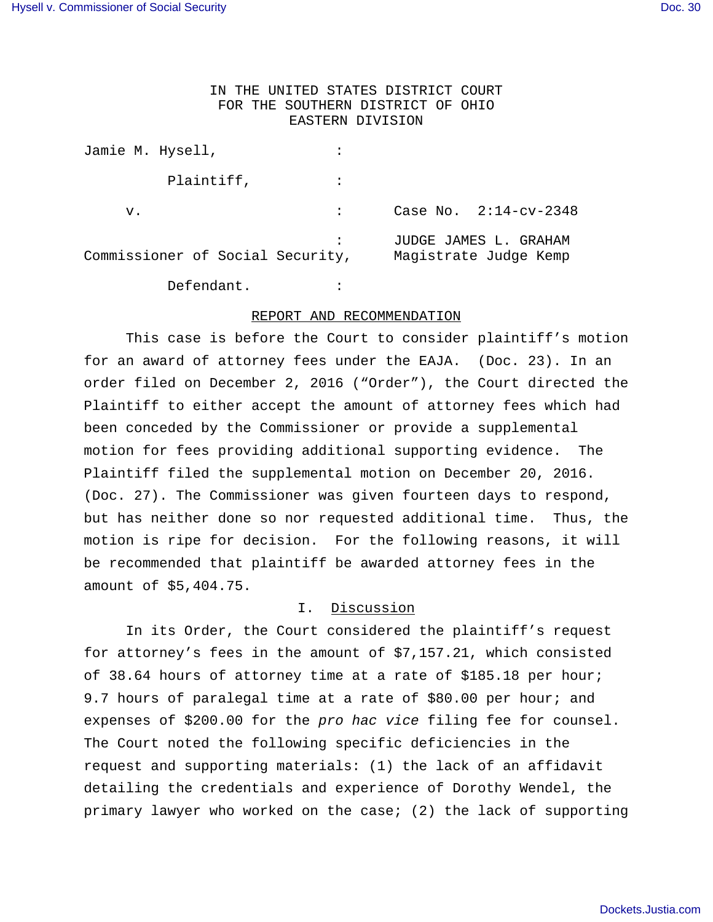IN THE UNITED STATES DISTRICT COURT
FOR THE SOUTHERN DISTRICT OF OHIO
EASTERN DIVISION

Jamie M. Hysell, :

Plaintiff, :

v. : Case No. 2:14-cv-2348

: JUDGE JAMES L. GRAHAM

Commissioner of Social Security, Magistrate Judge Kemp

Defendant. :

## REPORT AND RECOMMENDATION

This case is before the Court to consider plaintiff's motion for an award of attorney fees under the EAJA. (Doc. 23). In an order filed on December 2, 2016 ("Order"), the Court directed the Plaintiff to either accept the amount of attorney fees which had been conceded by the Commissioner or provide a supplemental motion for fees providing additional supporting evidence. The Plaintiff filed the supplemental motion on December 20, 2016. (Doc. 27). The Commissioner was given fourteen days to respond, but has neither done so nor requested additional time. Thus, the motion is ripe for decision. For the following reasons, it will be recommended that plaintiff be awarded attorney fees in the amount of $5,404.75.

## I. Discussion

In its Order, the Court considered the plaintiff's request for attorney's fees in the amount of $7,157.21, which consisted of 38.64 hours of attorney time at a rate of $185.18 per hour; 9.7 hours of paralegal time at a rate of $80.00 per hour; and expenses of $200.00 for the *pro hac vice* filing fee for counsel. The Court noted the following specific deficiencies in the request and supporting materials: (1) the lack of an affidavit detailing the credentials and experience of Dorothy Wendel, the primary lawyer who worked on the case; (2) the lack of supporting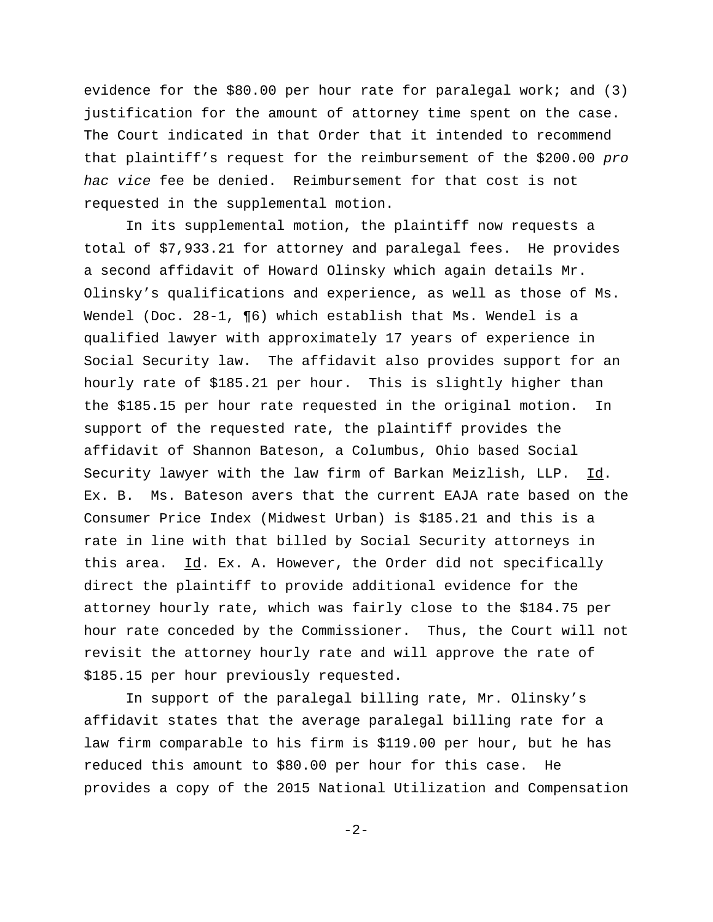evidence for the $80.00 per hour rate for paralegal work; and (3) justification for the amount of attorney time spent on the case. The Court indicated in that Order that it intended to recommend that plaintiff's request for the reimbursement of the $200.00 *pro hac vice* fee be denied. Reimbursement for that cost is not requested in the supplemental motion.

In its supplemental motion, the plaintiff now requests a total of $7,933.21 for attorney and paralegal fees. He provides a second affidavit of Howard Olinsky which again details Mr. Olinsky's qualifications and experience, as well as those of Ms. Wendel (Doc. 28-1, ¶6) which establish that Ms. Wendel is a qualified lawyer with approximately 17 years of experience in Social Security law. The affidavit also provides support for an hourly rate of $185.21 per hour. This is slightly higher than the $185.15 per hour rate requested in the original motion. In support of the requested rate, the plaintiff provides the affidavit of Shannon Bateson, a Columbus, Ohio based Social Security lawyer with the law firm of Barkan Meizlish, LLP. Id. Ex. B. Ms. Bateson avers that the current EAJA rate based on the Consumer Price Index (Midwest Urban) is $185.21 and this is a rate in line with that billed by Social Security attorneys in this area. Id. Ex. A. However, the Order did not specifically direct the plaintiff to provide additional evidence for the attorney hourly rate, which was fairly close to the $184.75 per hour rate conceded by the Commissioner. Thus, the Court will not revisit the attorney hourly rate and will approve the rate of $185.15 per hour previously requested.

In support of the paralegal billing rate, Mr. Olinsky's affidavit states that the average paralegal billing rate for a law firm comparable to his firm is $119.00 per hour, but he has reduced this amount to $80.00 per hour for this case. He provides a copy of the 2015 National Utilization and Compensation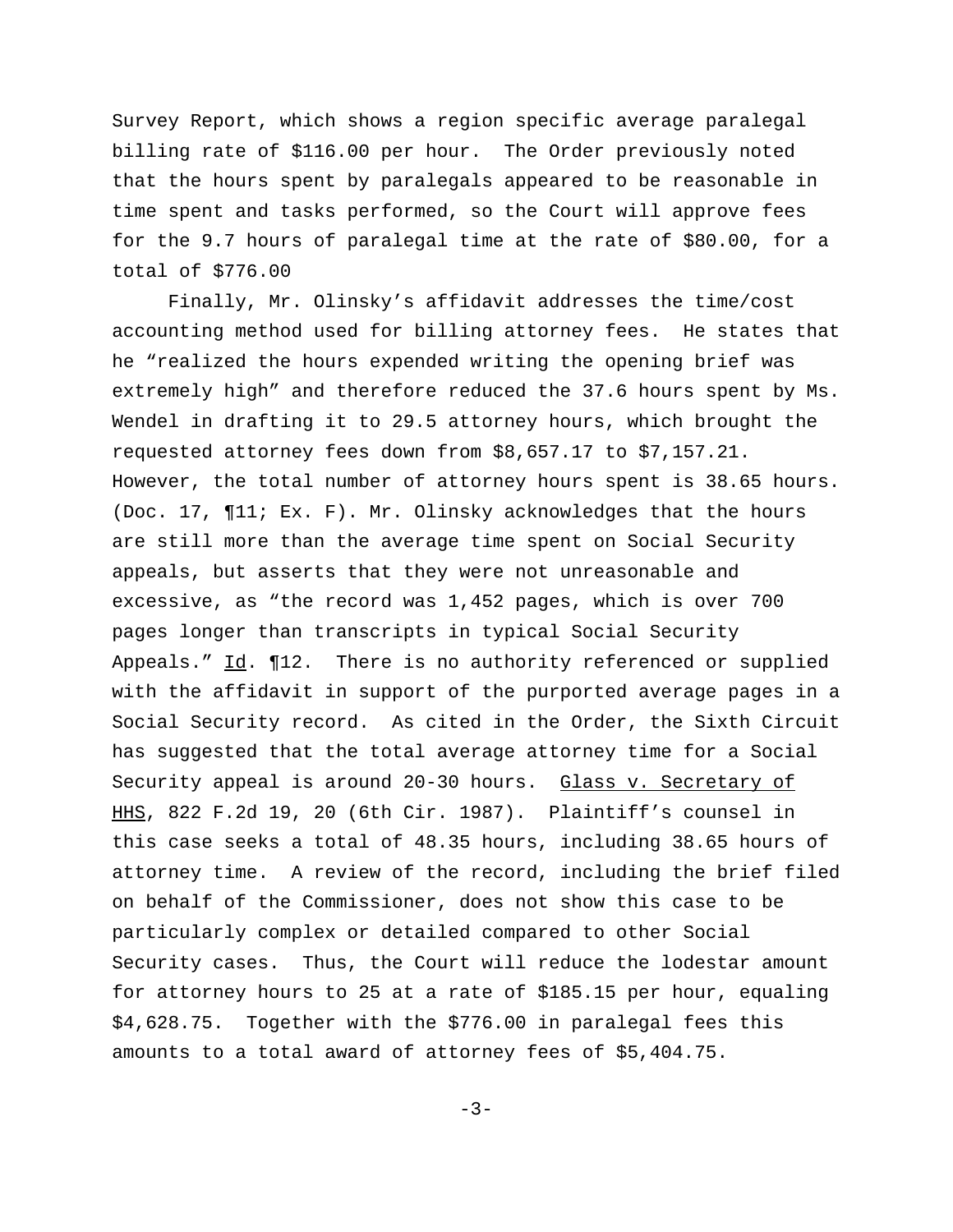Survey Report, which shows a region specific average paralegal billing rate of $116.00 per hour. The Order previously noted that the hours spent by paralegals appeared to be reasonable in time spent and tasks performed, so the Court will approve fees for the 9.7 hours of paralegal time at the rate of $80.00, for a total of $776.00

Finally, Mr. Olinsky's affidavit addresses the time/cost accounting method used for billing attorney fees. He states that he "realized the hours expended writing the opening brief was extremely high" and therefore reduced the 37.6 hours spent by Ms. Wendel in drafting it to 29.5 attorney hours, which brought the requested attorney fees down from $8,657.17 to $7,157.21. However, the total number of attorney hours spent is 38.65 hours. (Doc. 17, ¶11; Ex. F). Mr. Olinsky acknowledges that the hours are still more than the average time spent on Social Security appeals, but asserts that they were not unreasonable and excessive, as "the record was 1,452 pages, which is over 700 pages longer than transcripts in typical Social Security Appeals." Id. ¶12. There is no authority referenced or supplied with the affidavit in support of the purported average pages in a Social Security record. As cited in the Order, the Sixth Circuit has suggested that the total average attorney time for a Social Security appeal is around 20-30 hours. Glass v. Secretary of HHS, 822 F.2d 19, 20 (6th Cir. 1987). Plaintiff's counsel in this case seeks a total of 48.35 hours, including 38.65 hours of attorney time. A review of the record, including the brief filed on behalf of the Commissioner, does not show this case to be particularly complex or detailed compared to other Social Security cases. Thus, the Court will reduce the lodestar amount for attorney hours to 25 at a rate of $185.15 per hour, equaling $4,628.75. Together with the $776.00 in paralegal fees this amounts to a total award of attorney fees of $5,404.75.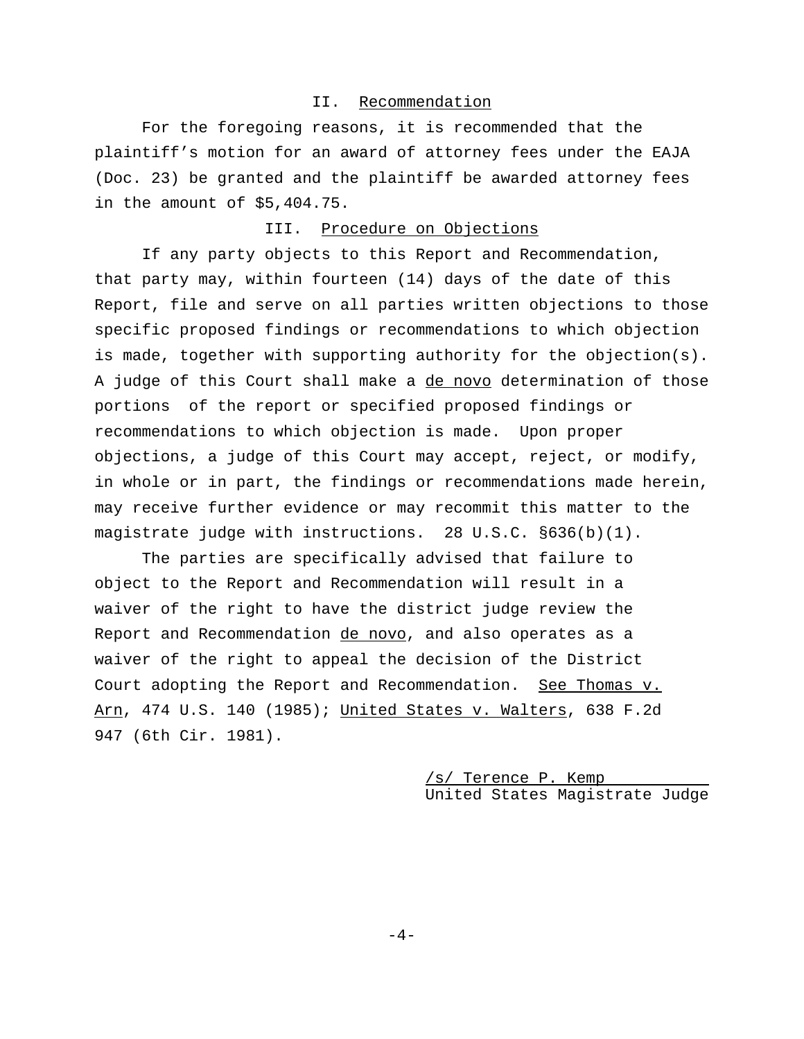## II. Recommendation

For the foregoing reasons, it is recommended that the plaintiff's motion for an award of attorney fees under the EAJA (Doc. 23) be granted and the plaintiff be awarded attorney fees in the amount of $5,404.75.

## III. Procedure on Objections

If any party objects to this Report and Recommendation, that party may, within fourteen (14) days of the date of this Report, file and serve on all parties written objections to those specific proposed findings or recommendations to which objection is made, together with supporting authority for the objection(s). A judge of this Court shall make a *de novo* determination of those portions of the report or specified proposed findings or recommendations to which objection is made. Upon proper objections, a judge of this Court may accept, reject, or modify, in whole or in part, the findings or recommendations made herein, may receive further evidence or may recommit this matter to the magistrate judge with instructions. 28 U.S.C. §636(b)(1).

The parties are specifically advised that failure to object to the Report and Recommendation will result in a waiver of the right to have the district judge review the Report and Recommendation *de novo*, and also operates as a waiver of the right to appeal the decision of the District Court adopting the Report and Recommendation. *See Thomas v. Arn*, 474 U.S. 140 (1985); *United States v. Walters*, 638 F.2d 947 (6th Cir. 1981).

/s/ Terence P. Kemp
United States Magistrate Judge